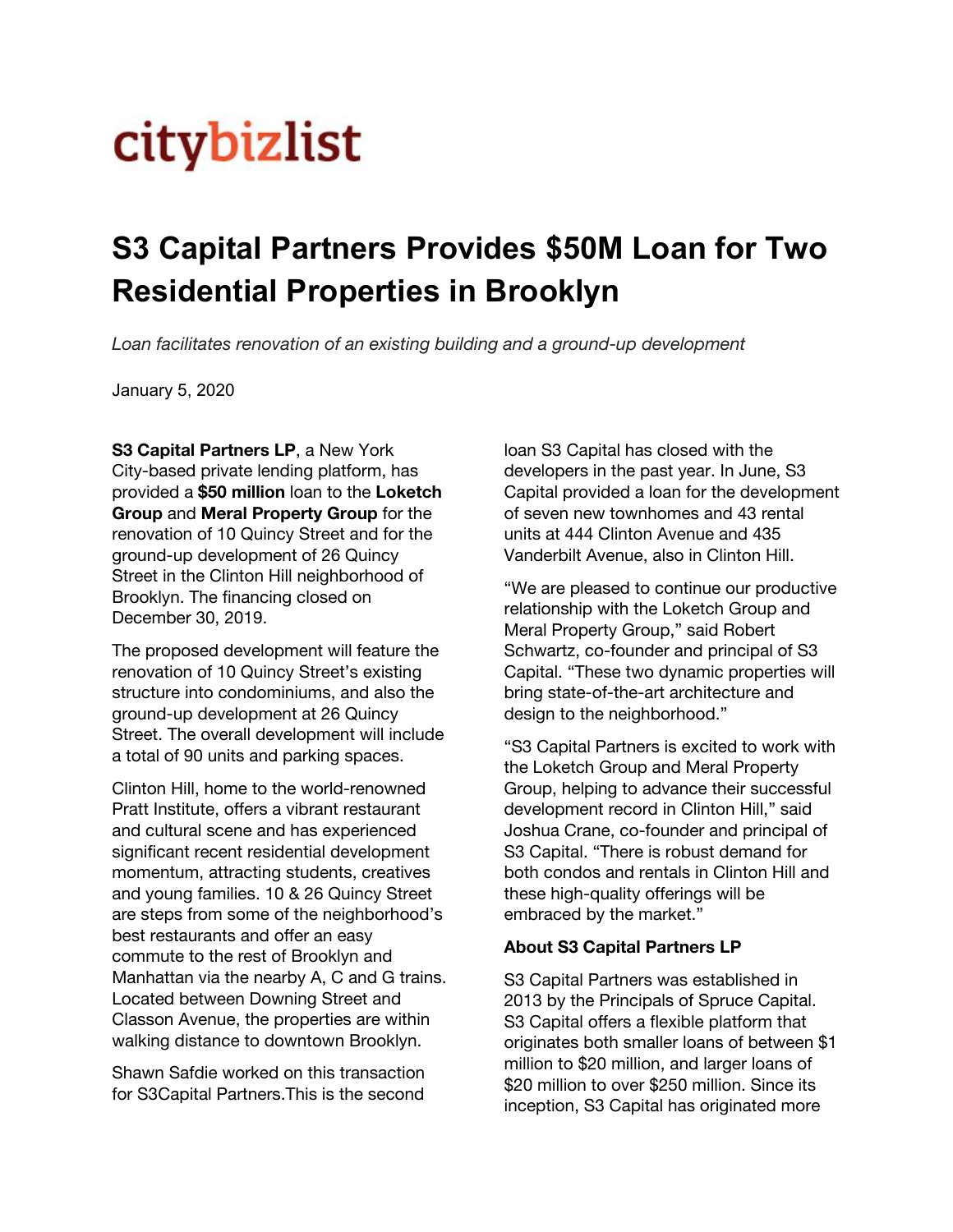citybizlist

# S3 Capital Partners Provides $50M Loan for Two Residential Properties in Brooklyn

*Loan facilitates renovation of an existing building and a ground-up development*

January 5, 2020

**S3 Capital Partners LP**, a New York City-based private lending platform, has provided a **$50 million** loan to the **Loketch Group** and **Meral Property Group** for the renovation of 10 Quincy Street and for the ground-up development of 26 Quincy Street in the Clinton Hill neighborhood of Brooklyn. The financing closed on December 30, 2019.

The proposed development will feature the renovation of 10 Quincy Street's existing structure into condominiums, and also the ground-up development at 26 Quincy Street. The overall development will include a total of 90 units and parking spaces.

Clinton Hill, home to the world-renowned Pratt Institute, offers a vibrant restaurant and cultural scene and has experienced significant recent residential development momentum, attracting students, creatives and young families. 10 & 26 Quincy Street are steps from some of the neighborhood's best restaurants and offer an easy commute to the rest of Brooklyn and Manhattan via the nearby A, C and G trains. Located between Downing Street and Classon Avenue, the properties are within walking distance to downtown Brooklyn.

Shawn Safdie worked on this transaction for S3Capital Partners.This is the second loan S3 Capital has closed with the developers in the past year. In June, S3 Capital provided a loan for the development of seven new townhomes and 43 rental units at 444 Clinton Avenue and 435 Vanderbilt Avenue, also in Clinton Hill.

"We are pleased to continue our productive relationship with the Loketch Group and Meral Property Group," said Robert Schwartz, co-founder and principal of S3 Capital. "These two dynamic properties will bring state-of-the-art architecture and design to the neighborhood."

"S3 Capital Partners is excited to work with the Loketch Group and Meral Property Group, helping to advance their successful development record in Clinton Hill," said Joshua Crane, co-founder and principal of S3 Capital. "There is robust demand for both condos and rentals in Clinton Hill and these high-quality offerings will be embraced by the market."

**About S3 Capital Partners LP**

S3 Capital Partners was established in 2013 by the Principals of Spruce Capital. S3 Capital offers a flexible platform that originates both smaller loans of between $1 million to $20 million, and larger loans of $20 million to over $250 million. Since its inception, S3 Capital has originated more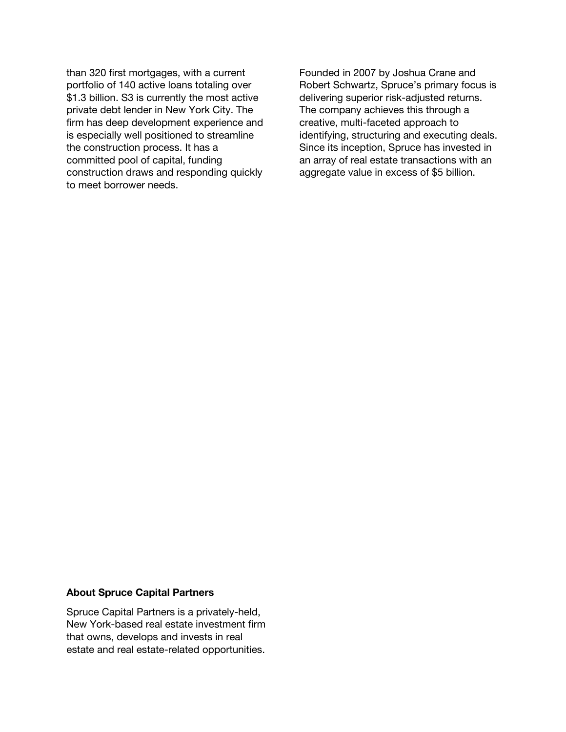than 320 first mortgages, with a current portfolio of 140 active loans totaling over $1.3 billion. S3 is currently the most active private debt lender in New York City. The firm has deep development experience and is especially well positioned to streamline the construction process. It has a committed pool of capital, funding construction draws and responding quickly to meet borrower needs.

**About Spruce Capital Partners**

Spruce Capital Partners is a privately-held, New York-based real estate investment firm that owns, develops and invests in real estate and real estate-related opportunities. Founded in 2007 by Joshua Crane and Robert Schwartz, Spruce's primary focus is delivering superior risk-adjusted returns. The company achieves this through a creative, multi-faceted approach to identifying, structuring and executing deals. Since its inception, Spruce has invested in an array of real estate transactions with an aggregate value in excess of $5 billion.